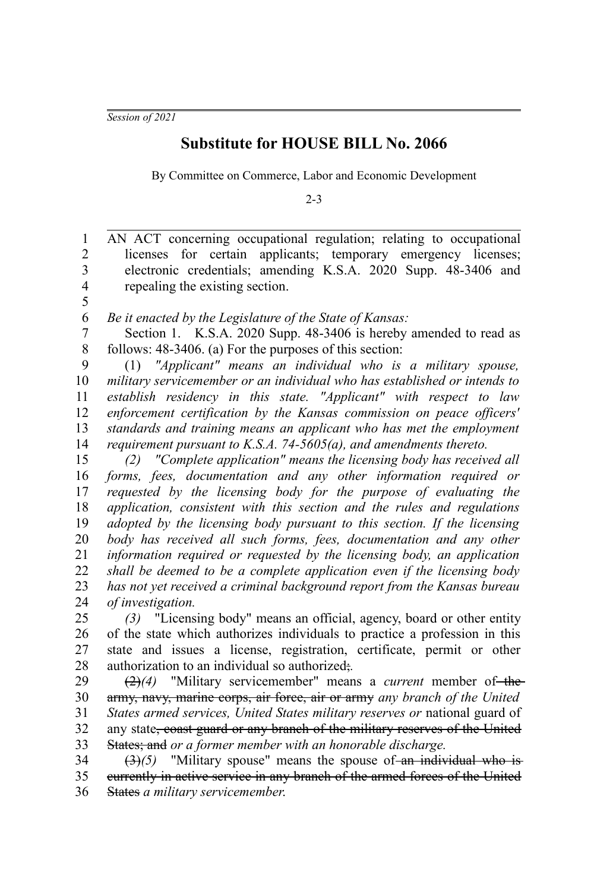*Session of 2021*

# Substitute for HOUSE BILL No. 2066

By Committee on Commerce, Labor and Economic Development

2-3

AN ACT concerning occupational regulation; relating to occupational licenses for certain applicants; temporary emergency licenses; electronic credentials; amending K.S.A. 2020 Supp. 48-3406 and repealing the existing section.

*Be it enacted by the Legislature of the State of Kansas:*

Section 1. K.S.A. 2020 Supp. 48-3406 is hereby amended to read as follows: 48-3406. (a) For the purposes of this section:

(1) *"Applicant" means an individual who is a military spouse, military servicemember or an individual who has established or intends to establish residency in this state. "Applicant" with respect to law enforcement certification by the Kansas commission on peace officers' standards and training means an applicant who has met the employment requirement pursuant to K.S.A. 74-5605(a), and amendments thereto.*

*(2) "Complete application" means the licensing body has received all forms, fees, documentation and any other information required or requested by the licensing body for the purpose of evaluating the application, consistent with this section and the rules and regulations adopted by the licensing body pursuant to this section. If the licensing body has received all such forms, fees, documentation and any other information required or requested by the licensing body, an application shall be deemed to be a complete application even if the licensing body has not yet received a criminal background report from the Kansas bureau of investigation.*

*(3)* "Licensing body" means an official, agency, board or other entity of the state which authorizes individuals to practice a profession in this state and issues a license, registration, certificate, permit or other authorization to an individual so authorized~~;~~*.*

~~(2)~~*(4)* "Military servicemember" means a *current* member of ~~the army, navy, marine corps, air force, air or army~~ *any branch of the United States armed services, United States military reserves or* national guard of any state~~, coast guard or any branch of the military reserves of the United States; and~~ *or a former member with an honorable discharge.*

~~(3)~~*(5)* "Military spouse" means the spouse of ~~an individual who is currently in active service in any branch of the armed forces of the United States~~ *a military servicemember.*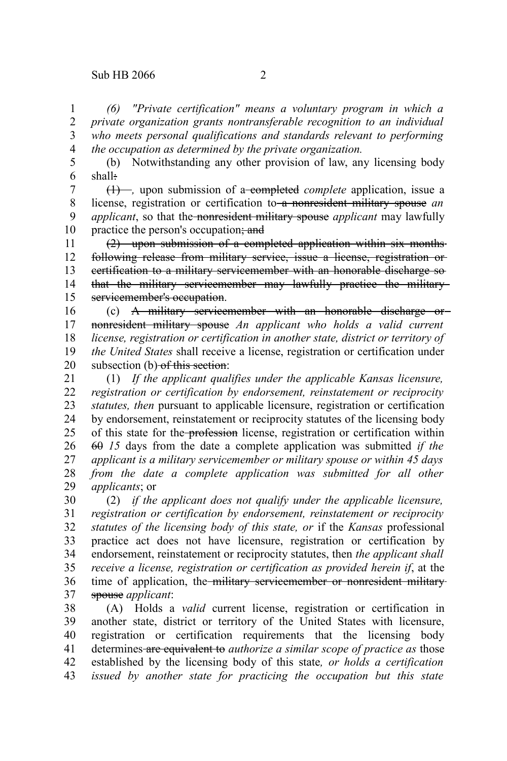*(6) "Private certification" means a voluntary program in which a private organization grants nontransferable recognition to an individual who meets personal qualifications and standards relevant to performing the occupation as determined by the private organization.*

(b) Notwithstanding any other provision of law, any licensing body shall~~:~~

~~(1)~~*,* upon submission of a~~ completed~~ *complete* application, issue a license, registration or certification to~~ a nonresident military spouse~~ *an applicant*, so that the~~ nonresident military spouse~~ *applicant* may lawfully practice the person's occupation~~; and~~

~~(2) upon submission of a completed application within six months following release from military service, issue a license, registration or certification to a military servicemember with an honorable discharge so that the military servicemember may lawfully practice the military servicemember's occupation~~.

(c) ~~A military servicemember with an honorable discharge or nonresident military spouse~~ *An applicant who holds a valid current license, registration or certification in another state, district or territory of the United States* shall receive a license, registration or certification under subsection (b)~~ of this section~~:

(1) *If the applicant qualifies under the applicable Kansas licensure, registration or certification by endorsement, reinstatement or reciprocity statutes, then* pursuant to applicable licensure, registration or certification by endorsement, reinstatement or reciprocity statutes of the licensing body of this state for the~~ profession~~ license, registration or certification within ~~60~~ *15* days from the date a complete application was submitted *if the applicant is a military servicemember or military spouse or within 45 days from the date a complete application was submitted for all other applicants*; or

(2) *if the applicant does not qualify under the applicable licensure, registration or certification by endorsement, reinstatement or reciprocity statutes of the licensing body of this state, or* if the *Kansas* professional practice act does not have licensure, registration or certification by endorsement, reinstatement or reciprocity statutes, then *the applicant shall receive a license, registration or certification as provided herein if*, at the time of application, the~~ military servicemember or nonresident military spouse~~ *applicant*:

(A) Holds a *valid* current license, registration or certification in another state, district or territory of the United States with licensure, registration or certification requirements that the licensing body determines~~ are equivalent to~~ *authorize a similar scope of practice as* those established by the licensing body of this state*, or holds a certification issued by another state for practicing the occupation but this state*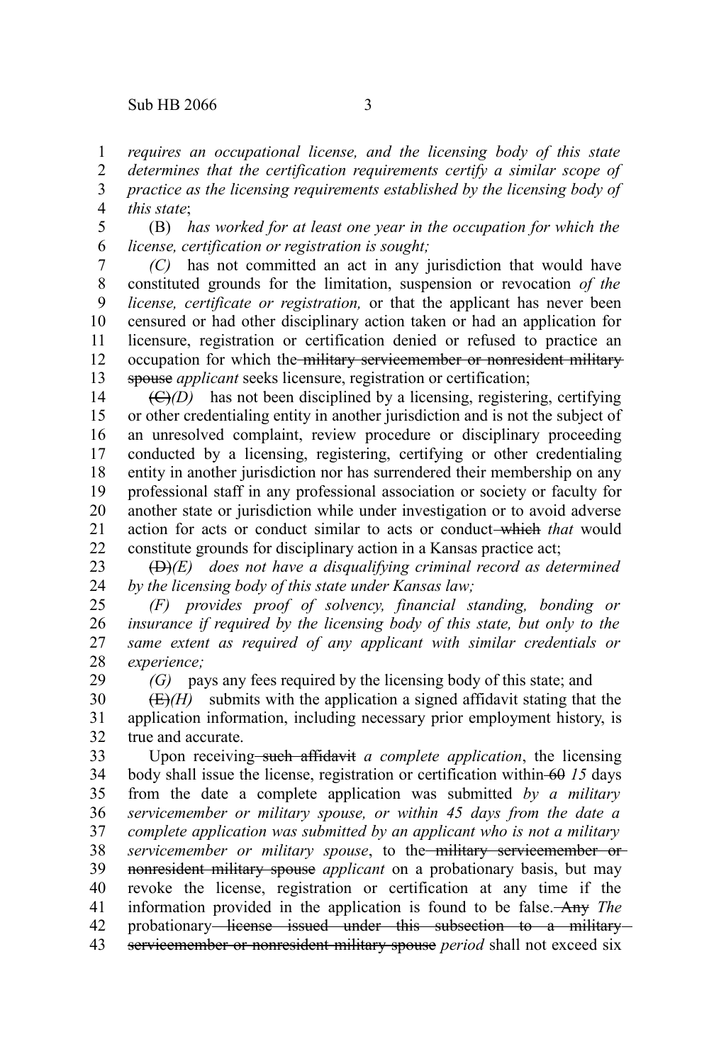*requires an occupational license, and the licensing body of this state determines that the certification requirements certify a similar scope of practice as the licensing requirements established by the licensing body of this state*;

(B) *has worked for at least one year in the occupation for which the license, certification or registration is sought;*

*(C)* has not committed an act in any jurisdiction that would have constituted grounds for the limitation, suspension or revocation *of the license, certificate or registration,* or that the applicant has never been censured or had other disciplinary action taken or had an application for licensure, registration or certification denied or refused to practice an occupation for which the ~~military servicemember or nonresident military spouse~~ *applicant* seeks licensure, registration or certification;

~~(C)~~*(D)* has not been disciplined by a licensing, registering, certifying or other credentialing entity in another jurisdiction and is not the subject of an unresolved complaint, review procedure or disciplinary proceeding conducted by a licensing, registering, certifying or other credentialing entity in another jurisdiction nor has surrendered their membership on any professional staff in any professional association or society or faculty for another state or jurisdiction while under investigation or to avoid adverse action for acts or conduct similar to acts or conduct ~~which~~ *that* would constitute grounds for disciplinary action in a Kansas practice act;

~~(D)~~*(E) does not have a disqualifying criminal record as determined by the licensing body of this state under Kansas law;*

*(F) provides proof of solvency, financial standing, bonding or insurance if required by the licensing body of this state, but only to the same extent as required of any applicant with similar credentials or experience;*

*(G)* pays any fees required by the licensing body of this state; and

~~(E)~~*(H)* submits with the application a signed affidavit stating that the application information, including necessary prior employment history, is true and accurate.

Upon receiving ~~such affidavit~~ *a complete application*, the licensing body shall issue the license, registration or certification within ~~60~~ *15* days from the date a complete application was submitted *by a military servicemember or military spouse, or within 45 days from the date a complete application was submitted by an applicant who is not a military servicemember or military spouse*, to the ~~military servicemember or nonresident military spouse~~ *applicant* on a probationary basis, but may revoke the license, registration or certification at any time if the information provided in the application is found to be false. ~~Any~~ *The* probationary ~~license issued under this subsection to a military servicemember or nonresident military spouse~~ *period* shall not exceed six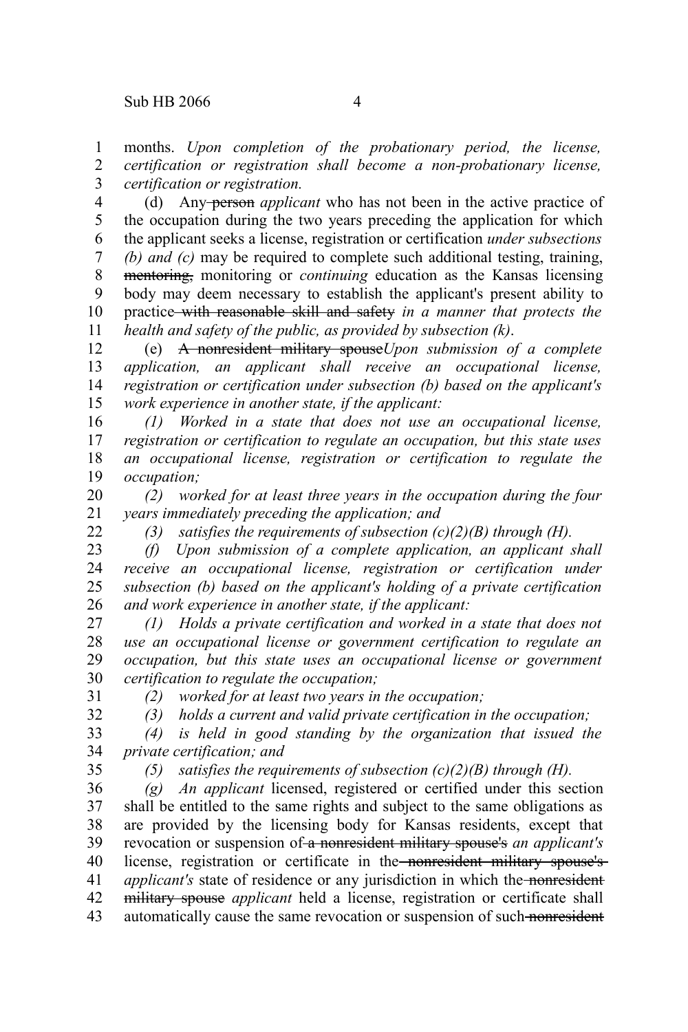months. *Upon completion of the probationary period, the license, certification or registration shall become a non-probationary license, certification or registration.*

(d) Any ~~person~~ *applicant* who has not been in the active practice of the occupation during the two years preceding the application for which the applicant seeks a license, registration or certification *under subsections (b) and (c)* may be required to complete such additional testing, training, ~~mentoring,~~ monitoring or *continuing* education as the Kansas licensing body may deem necessary to establish the applicant's present ability to practice ~~with reasonable skill and safety~~ *in a manner that protects the health and safety of the public, as provided by subsection (k)*.

(e) ~~A nonresident military spouse~~*Upon submission of a complete application, an applicant shall receive an occupational license, registration or certification under subsection (b) based on the applicant's work experience in another state, if the applicant:*

*(1) Worked in a state that does not use an occupational license, registration or certification to regulate an occupation, but this state uses an occupational license, registration or certification to regulate the occupation;*

*(2) worked for at least three years in the occupation during the four years immediately preceding the application; and*

*(3) satisfies the requirements of subsection (c)(2)(B) through (H).*

*(f) Upon submission of a complete application, an applicant shall receive an occupational license, registration or certification under subsection (b) based on the applicant's holding of a private certification and work experience in another state, if the applicant:*

*(1) Holds a private certification and worked in a state that does not use an occupational license or government certification to regulate an occupation, but this state uses an occupational license or government certification to regulate the occupation;*

*(2) worked for at least two years in the occupation;*

*(3) holds a current and valid private certification in the occupation;*

*(4) is held in good standing by the organization that issued the private certification; and*

*(5) satisfies the requirements of subsection (c)(2)(B) through (H).*

*(g) An applicant* licensed, registered or certified under this section shall be entitled to the same rights and subject to the same obligations as are provided by the licensing body for Kansas residents, except that revocation or suspension of ~~a nonresident military spouse's~~ *an applicant's* license, registration or certificate in the ~~nonresident military spouse's~~ *applicant's* state of residence or any jurisdiction in which the ~~nonresident military spouse~~ *applicant* held a license, registration or certificate shall automatically cause the same revocation or suspension of such ~~nonresident~~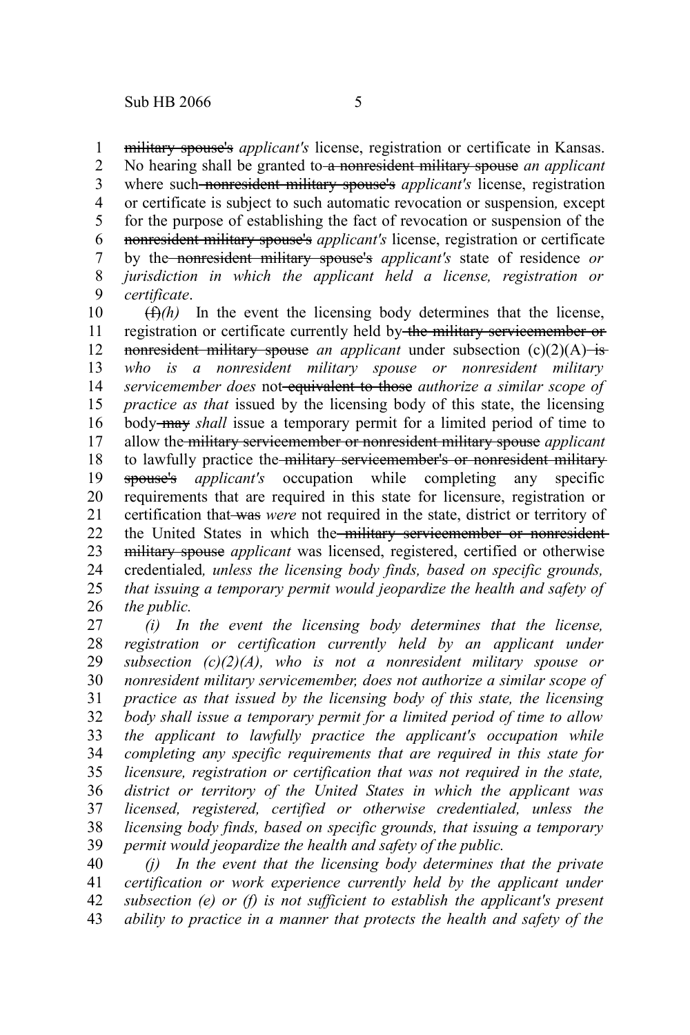~~military spouse's~~ *applicant's* license, registration or certificate in Kansas. No hearing shall be granted to ~~a nonresident military spouse~~ *an applicant* where such ~~nonresident military spouse's~~ *applicant's* license, registration or certificate is subject to such automatic revocation or suspension*,* except for the purpose of establishing the fact of revocation or suspension of the ~~nonresident military spouse's~~ *applicant's* license, registration or certificate by the ~~nonresident military spouse's~~ *applicant's* state of residence *or jurisdiction in which the applicant held a license, registration or certificate*.

~~(f)~~*(h)* In the event the licensing body determines that the license, registration or certificate currently held by ~~the military servicemember or nonresident military spouse~~ *an applicant* under subsection (c)(2)(A) ~~is~~ *who is a nonresident military spouse or nonresident military servicemember does* not ~~equivalent to those~~ *authorize a similar scope of practice as that* issued by the licensing body of this state, the licensing body ~~may~~ *shall* issue a temporary permit for a limited period of time to allow the ~~military servicemember or nonresident military spouse~~ *applicant* to lawfully practice the ~~military servicemember's or nonresident military spouse's~~ *applicant's* occupation while completing any specific requirements that are required in this state for licensure, registration or certification that ~~was~~ *were* not required in the state, district or territory of the United States in which the ~~military servicemember or nonresident military spouse~~ *applicant* was licensed, registered, certified or otherwise credentialed*, unless the licensing body finds, based on specific grounds, that issuing a temporary permit would jeopardize the health and safety of the public.*

*(i) In the event the licensing body determines that the license, registration or certification currently held by an applicant under subsection (c)(2)(A), who is not a nonresident military spouse or nonresident military servicemember, does not authorize a similar scope of practice as that issued by the licensing body of this state, the licensing body shall issue a temporary permit for a limited period of time to allow the applicant to lawfully practice the applicant's occupation while completing any specific requirements that are required in this state for licensure, registration or certification that was not required in the state, district or territory of the United States in which the applicant was licensed, registered, certified or otherwise credentialed, unless the licensing body finds, based on specific grounds, that issuing a temporary permit would jeopardize the health and safety of the public.*

*(j) In the event that the licensing body determines that the private certification or work experience currently held by the applicant under subsection (e) or (f) is not sufficient to establish the applicant's present ability to practice in a manner that protects the health and safety of the*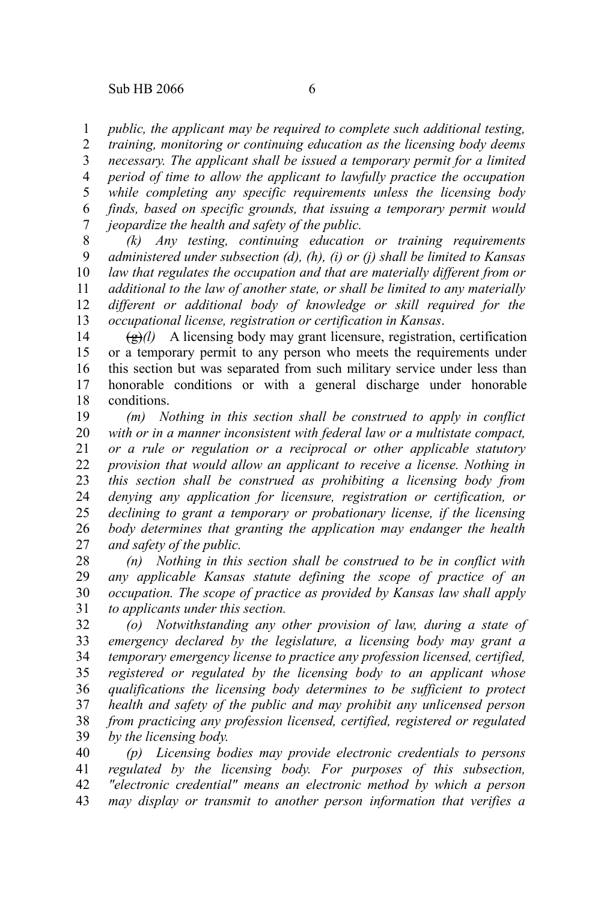*public, the applicant may be required to complete such additional testing, training, monitoring or continuing education as the licensing body deems necessary. The applicant shall be issued a temporary permit for a limited period of time to allow the applicant to lawfully practice the occupation while completing any specific requirements unless the licensing body finds, based on specific grounds, that issuing a temporary permit would jeopardize the health and safety of the public.*

*(k) Any testing, continuing education or training requirements administered under subsection (d), (h), (i) or (j) shall be limited to Kansas law that regulates the occupation and that are materially different from or additional to the law of another state, or shall be limited to any materially different or additional body of knowledge or skill required for the occupational license, registration or certification in Kansas*.

~~(g)~~*(l)* A licensing body may grant licensure, registration, certification or a temporary permit to any person who meets the requirements under this section but was separated from such military service under less than honorable conditions or with a general discharge under honorable conditions.

*(m) Nothing in this section shall be construed to apply in conflict with or in a manner inconsistent with federal law or a multistate compact, or a rule or regulation or a reciprocal or other applicable statutory provision that would allow an applicant to receive a license. Nothing in this section shall be construed as prohibiting a licensing body from denying any application for licensure, registration or certification, or declining to grant a temporary or probationary license, if the licensing body determines that granting the application may endanger the health and safety of the public.*

*(n) Nothing in this section shall be construed to be in conflict with any applicable Kansas statute defining the scope of practice of an occupation. The scope of practice as provided by Kansas law shall apply to applicants under this section.*

*(o) Notwithstanding any other provision of law, during a state of emergency declared by the legislature, a licensing body may grant a temporary emergency license to practice any profession licensed, certified, registered or regulated by the licensing body to an applicant whose qualifications the licensing body determines to be sufficient to protect health and safety of the public and may prohibit any unlicensed person from practicing any profession licensed, certified, registered or regulated by the licensing body.*

*(p) Licensing bodies may provide electronic credentials to persons regulated by the licensing body. For purposes of this subsection, "electronic credential" means an electronic method by which a person may display or transmit to another person information that verifies a*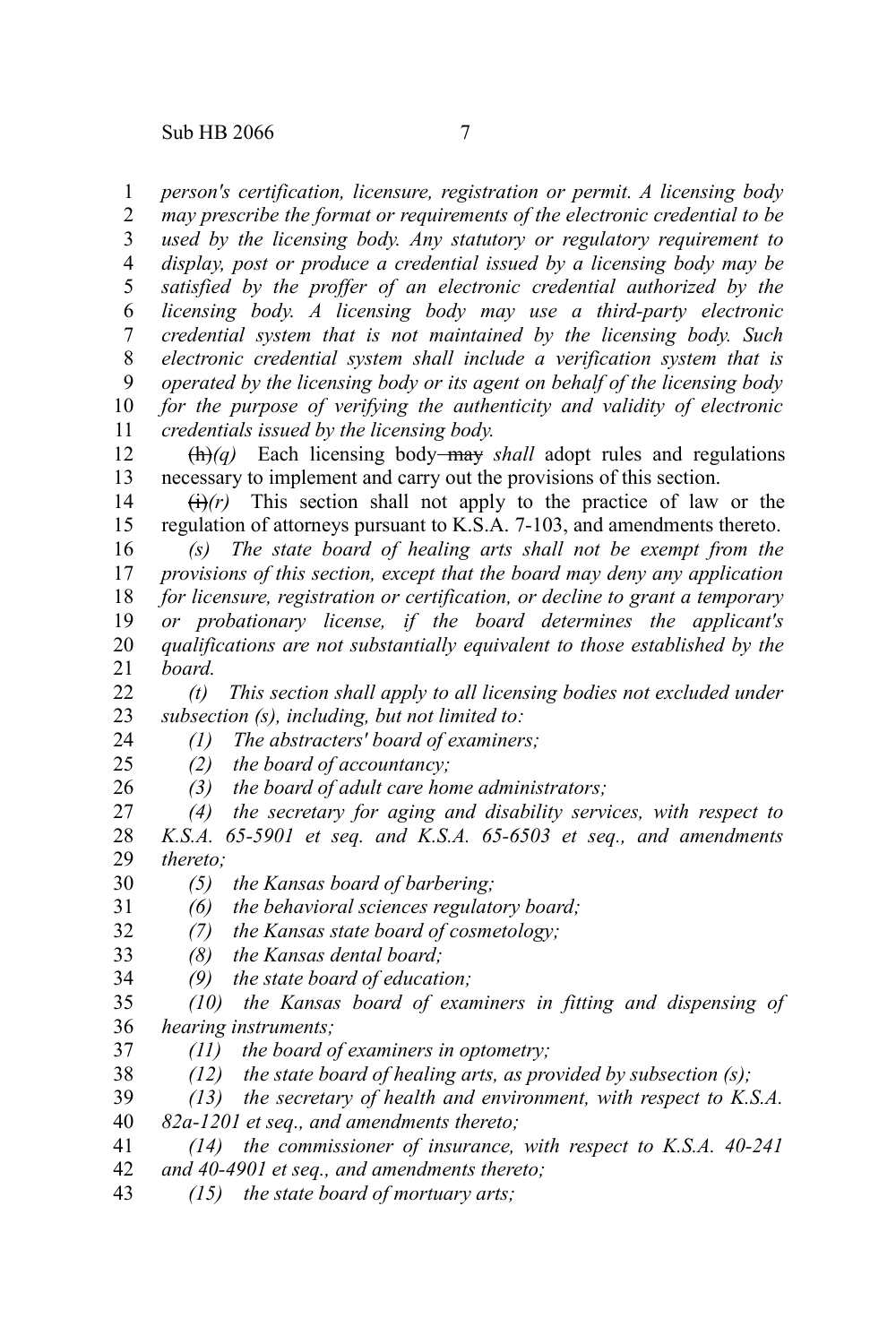*person's certification, licensure, registration or permit. A licensing body may prescribe the format or requirements of the electronic credential to be used by the licensing body. Any statutory or regulatory requirement to display, post or produce a credential issued by a licensing body may be satisfied by the proffer of an electronic credential authorized by the licensing body. A licensing body may use a third-party electronic credential system that is not maintained by the licensing body. Such electronic credential system shall include a verification system that is operated by the licensing body or its agent on behalf of the licensing body for the purpose of verifying the authenticity and validity of electronic credentials issued by the licensing body.*

~~(h)~~*(q)* Each licensing body ~~may~~ *shall* adopt rules and regulations necessary to implement and carry out the provisions of this section.

~~(i)~~*(r)* This section shall not apply to the practice of law or the regulation of attorneys pursuant to K.S.A. 7-103, and amendments thereto.

*(s) The state board of healing arts shall not be exempt from the provisions of this section, except that the board may deny any application for licensure, registration or certification, or decline to grant a temporary or probationary license, if the board determines the applicant's qualifications are not substantially equivalent to those established by the board.*

*(t) This section shall apply to all licensing bodies not excluded under subsection (s), including, but not limited to:*

*(1) The abstracters' board of examiners;*

*(2) the board of accountancy;*

*(3) the board of adult care home administrators;*

*(4) the secretary for aging and disability services, with respect to K.S.A. 65-5901 et seq. and K.S.A. 65-6503 et seq., and amendments thereto;*

*(5) the Kansas board of barbering;*

*(6) the behavioral sciences regulatory board;*

*(7) the Kansas state board of cosmetology;*

*(8) the Kansas dental board;*

*(9) the state board of education;*

*(10) the Kansas board of examiners in fitting and dispensing of hearing instruments;*

*(11) the board of examiners in optometry;*

*(12) the state board of healing arts, as provided by subsection (s);*

*(13) the secretary of health and environment, with respect to K.S.A. 82a-1201 et seq., and amendments thereto;*

*(14) the commissioner of insurance, with respect to K.S.A. 40-241 and 40-4901 et seq., and amendments thereto;*

*(15) the state board of mortuary arts;*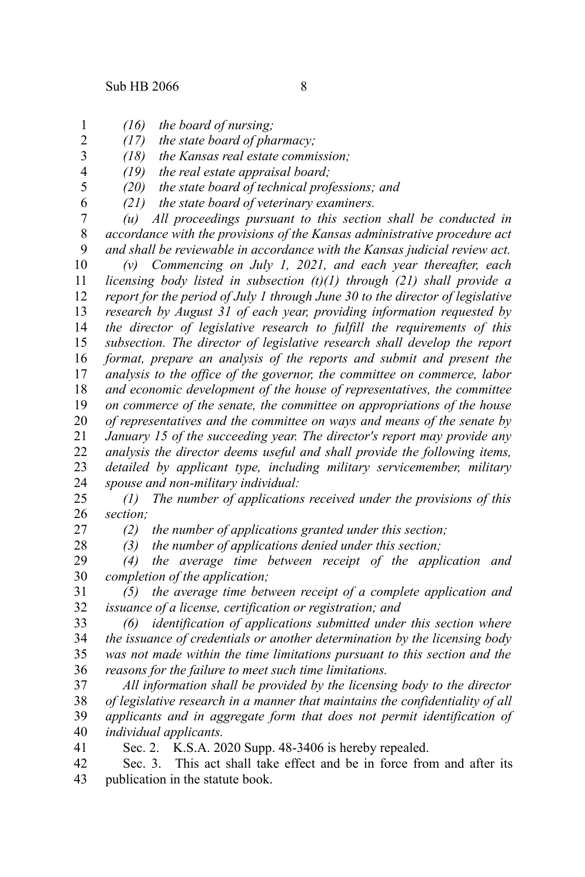*(16) the board of nursing;*

*(17) the state board of pharmacy;*

*(18) the Kansas real estate commission;*

*(19) the real estate appraisal board;*

*(20) the state board of technical professions; and*

*(21) the state board of veterinary examiners.*

*(u) All proceedings pursuant to this section shall be conducted in accordance with the provisions of the Kansas administrative procedure act and shall be reviewable in accordance with the Kansas judicial review act.*

*(v) Commencing on July 1, 2021, and each year thereafter, each licensing body listed in subsection (t)(1) through (21) shall provide a report for the period of July 1 through June 30 to the director of legislative research by August 31 of each year, providing information requested by the director of legislative research to fulfill the requirements of this subsection. The director of legislative research shall develop the report format, prepare an analysis of the reports and submit and present the analysis to the office of the governor, the committee on commerce, labor and economic development of the house of representatives, the committee on commerce of the senate, the committee on appropriations of the house of representatives and the committee on ways and means of the senate by January 15 of the succeeding year. The director's report may provide any analysis the director deems useful and shall provide the following items, detailed by applicant type, including military servicemember, military spouse and non-military individual:*

*(1) The number of applications received under the provisions of this section;*

*(2) the number of applications granted under this section;*

*(3) the number of applications denied under this section;*

*(4) the average time between receipt of the application and completion of the application;*

*(5) the average time between receipt of a complete application and issuance of a license, certification or registration; and*

*(6) identification of applications submitted under this section where the issuance of credentials or another determination by the licensing body was not made within the time limitations pursuant to this section and the reasons for the failure to meet such time limitations.*

*All information shall be provided by the licensing body to the director of legislative research in a manner that maintains the confidentiality of all applicants and in aggregate form that does not permit identification of individual applicants.*

Sec. 2. K.S.A. 2020 Supp. 48-3406 is hereby repealed.

Sec. 3. This act shall take effect and be in force from and after its publication in the statute book.